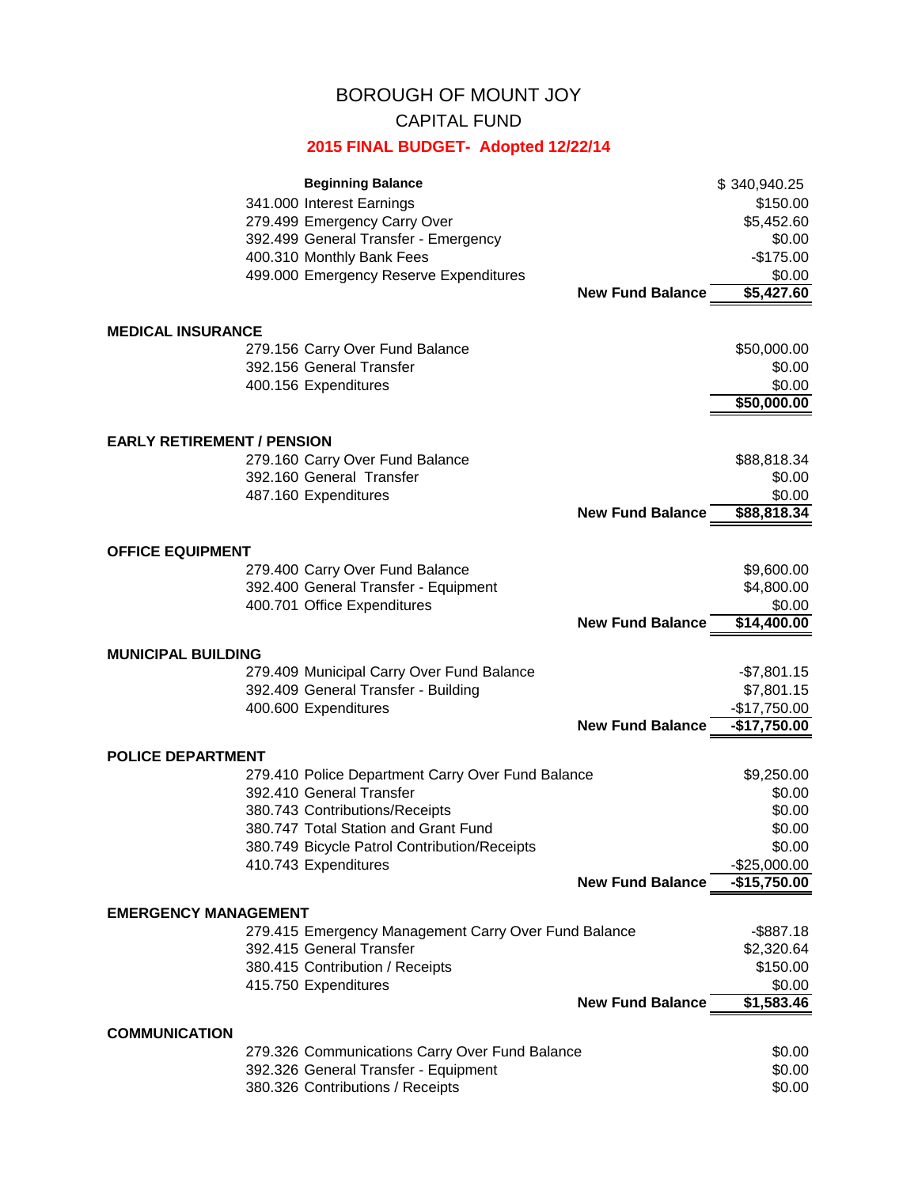# BOROUGH OF MOUNT JOY

## CAPITAL FUND

### 2015 FINAL BUDGET- Adopted 12/22/14

| | | |
|---|---|---|
| **Beginning Balance** | | $ 340,940.25 |
| 341.000 Interest Earnings | | $150.00 |
| 279.499 Emergency Carry Over | | $5,452.60 |
| 392.499 General Transfer - Emergency | | $0.00 |
| 400.310 Monthly Bank Fees | | -$175.00 |
| 499.000 Emergency Reserve Expenditures | | $0.00 |
| | **New Fund Balance** | **$5,427.60** |

**MEDICAL INSURANCE**

| | | |
|---|---|---|
| 279.156 Carry Over Fund Balance | | $50,000.00 |
| 392.156 General Transfer | | $0.00 |
| 400.156 Expenditures | | $0.00 |
| | | **$50,000.00** |

**EARLY RETIREMENT / PENSION**

| | | |
|---|---|---|
| 279.160 Carry Over Fund Balance | | $88,818.34 |
| 392.160 General Transfer | | $0.00 |
| 487.160 Expenditures | | $0.00 |
| | **New Fund Balance** | **$88,818.34** |

**OFFICE EQUIPMENT**

| | | |
|---|---|---|
| 279.400 Carry Over Fund Balance | | $9,600.00 |
| 392.400 General Transfer - Equipment | | $4,800.00 |
| 400.701 Office Expenditures | | $0.00 |
| | **New Fund Balance** | **$14,400.00** |

**MUNICIPAL BUILDING**

| | | |
|---|---|---|
| 279.409 Municipal Carry Over Fund Balance | | -$7,801.15 |
| 392.409 General Transfer - Building | | $7,801.15 |
| 400.600 Expenditures | | -$17,750.00 |
| | **New Fund Balance** | **-$17,750.00** |

**POLICE DEPARTMENT**

| | | |
|---|---|---|
| 279.410 Police Department Carry Over Fund Balance | | $9,250.00 |
| 392.410 General Transfer | | $0.00 |
| 380.743 Contributions/Receipts | | $0.00 |
| 380.747 Total Station and Grant Fund | | $0.00 |
| 380.749 Bicycle Patrol Contribution/Receipts | | $0.00 |
| 410.743 Expenditures | | -$25,000.00 |
| | **New Fund Balance** | **-$15,750.00** |

**EMERGENCY MANAGEMENT**

| | | |
|---|---|---|
| 279.415 Emergency Management Carry Over Fund Balance | | -$887.18 |
| 392.415 General Transfer | | $2,320.64 |
| 380.415 Contribution / Receipts | | $150.00 |
| 415.750 Expenditures | | $0.00 |
| | **New Fund Balance** | **$1,583.46** |

**COMMUNICATION**

| | | |
|---|---|---|
| 279.326 Communications Carry Over Fund Balance | | $0.00 |
| 392.326 General Transfer - Equipment | | $0.00 |
| 380.326 Contributions / Receipts | | $0.00 |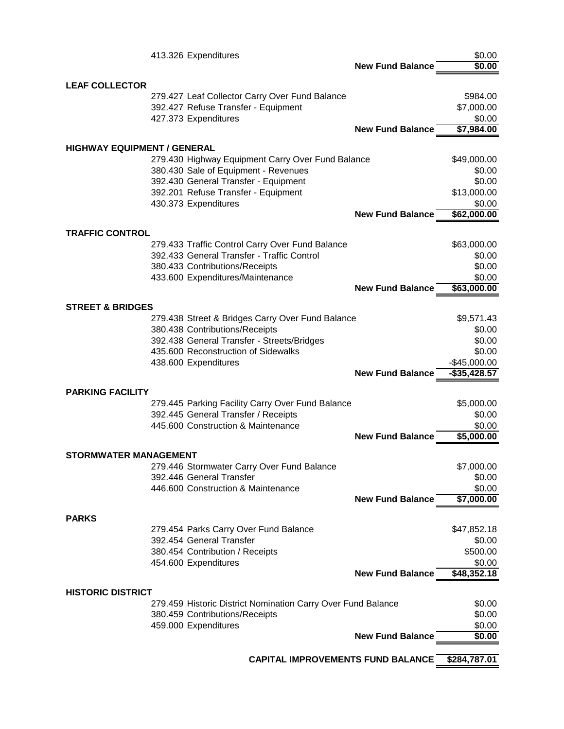| | | |
|---|---|---|
| | 413.326 Expenditures | $0.00 |
| | **New Fund Balance** | **$0.00** |

**LEAF COLLECTOR**

| | | |
|---|---|---|
| | 279.427 Leaf Collector Carry Over Fund Balance | $984.00 |
| | 392.427 Refuse Transfer - Equipment | $7,000.00 |
| | 427.373 Expenditures | $0.00 |
| | **New Fund Balance** | **$7,984.00** |

**HIGHWAY EQUIPMENT / GENERAL**

| | | |
|---|---|---|
| | 279.430 Highway Equipment Carry Over Fund Balance | $49,000.00 |
| | 380.430 Sale of Equipment - Revenues | $0.00 |
| | 392.430 General Transfer - Equipment | $0.00 |
| | 392.201 Refuse Transfer - Equipment | $13,000.00 |
| | 430.373 Expenditures | $0.00 |
| | **New Fund Balance** | **$62,000.00** |

**TRAFFIC CONTROL**

| | | |
|---|---|---|
| | 279.433 Traffic Control Carry Over Fund Balance | $63,000.00 |
| | 392.433 General Transfer - Traffic Control | $0.00 |
| | 380.433 Contributions/Receipts | $0.00 |
| | 433.600 Expenditures/Maintenance | $0.00 |
| | **New Fund Balance** | **$63,000.00** |

**STREET & BRIDGES**

| | | |
|---|---|---|
| | 279.438 Street & Bridges Carry Over Fund Balance | $9,571.43 |
| | 380.438 Contributions/Receipts | $0.00 |
| | 392.438 General Transfer - Streets/Bridges | $0.00 |
| | 435.600 Reconstruction of Sidewalks | $0.00 |
| | 438.600 Expenditures | -$45,000.00 |
| | **New Fund Balance** | **-$35,428.57** |

**PARKING FACILITY**

| | | |
|---|---|---|
| | 279.445 Parking Facility Carry Over Fund Balance | $5,000.00 |
| | 392.445 General Transfer / Receipts | $0.00 |
| | 445.600 Construction & Maintenance | $0.00 |
| | **New Fund Balance** | **$5,000.00** |

**STORMWATER MANAGEMENT**

| | | |
|---|---|---|
| | 279.446 Stormwater Carry Over Fund Balance | $7,000.00 |
| | 392.446 General Transfer | $0.00 |
| | 446.600 Construction & Maintenance | $0.00 |
| | **New Fund Balance** | **$7,000.00** |

**PARKS**

| | | |
|---|---|---|
| | 279.454 Parks Carry Over Fund Balance | $47,852.18 |
| | 392.454 General Transfer | $0.00 |
| | 380.454 Contribution / Receipts | $500.00 |
| | 454.600 Expenditures | $0.00 |
| | **New Fund Balance** | **$48,352.18** |

**HISTORIC DISTRICT**

| | | |
|---|---|---|
| | 279.459 Historic District Nomination Carry Over Fund Balance | $0.00 |
| | 380.459 Contributions/Receipts | $0.00 |
| | 459.000 Expenditures | $0.00 |
| | **New Fund Balance** | **$0.00** |

**CAPITAL IMPROVEMENTS FUND BALANCE** **$284,787.01**